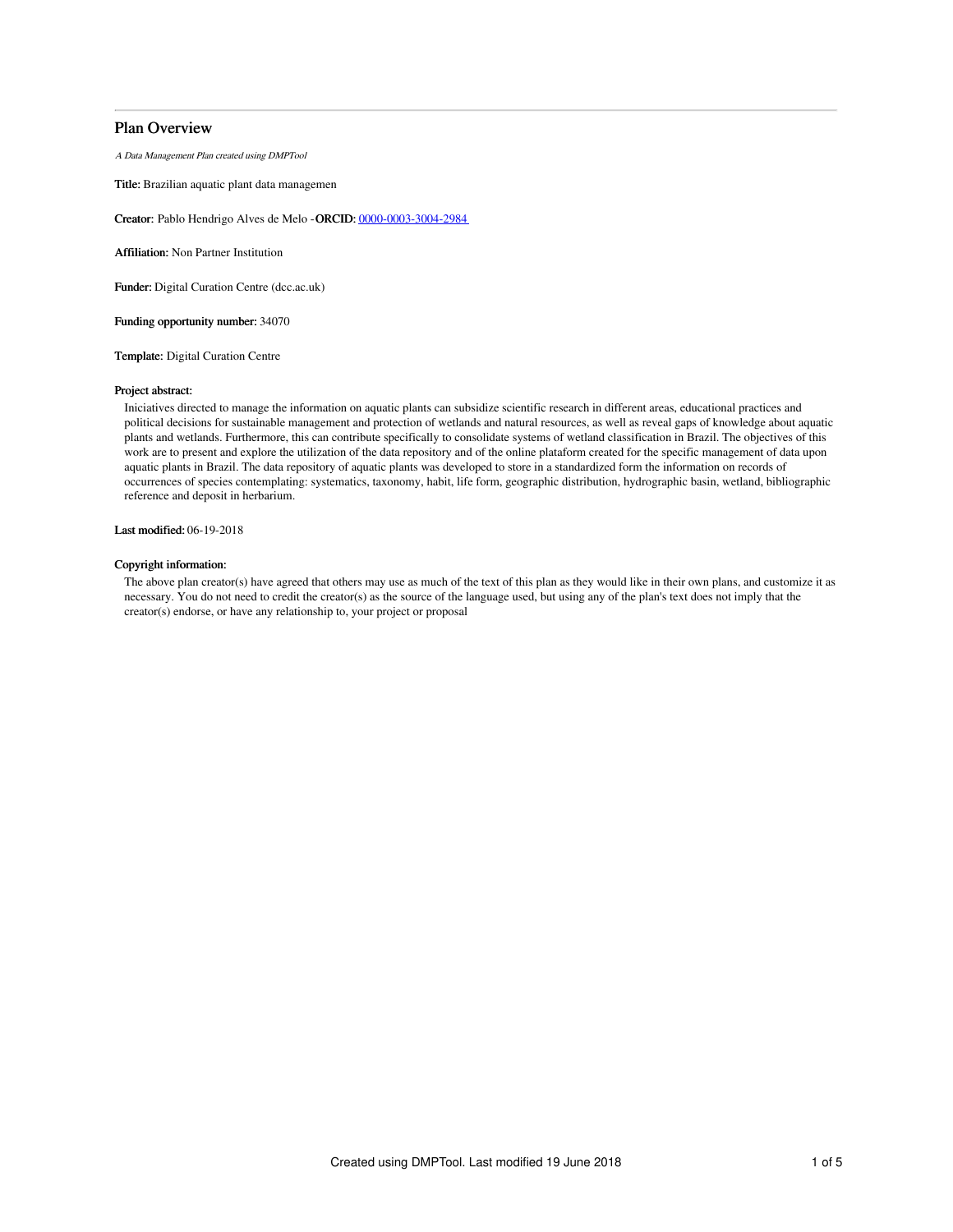## Plan Overview

*A Data Management Plan created using DMPTool*

**Title:** Brazilian aquatic plant data managemen

**Creator:** Pablo Hendrigo Alves de Melo -**ORCID:** 0000-0003-3004-2984

**Affiliation:** Non Partner Institution

**Funder:** Digital Curation Centre (dcc.ac.uk)

**Funding opportunity number:** 34070

**Template:** Digital Curation Centre

**Project abstract:**

Iniciatives directed to manage the information on aquatic plants can subsidize scientific research in different areas, educational practices and political decisions for sustainable management and protection of wetlands and natural resources, as well as reveal gaps of knowledge about aquatic plants and wetlands. Furthermore, this can contribute specifically to consolidate systems of wetland classification in Brazil. The objectives of this work are to present and explore the utilization of the data repository and of the online plataform created for the specific management of data upon aquatic plants in Brazil. The data repository of aquatic plants was developed to store in a standardized form the information on records of occurrences of species contemplating: systematics, taxonomy, habit, life form, geographic distribution, hydrographic basin, wetland, bibliographic reference and deposit in herbarium.

**Last modified:** 06-19-2018

**Copyright information:**

The above plan creator(s) have agreed that others may use as much of the text of this plan as they would like in their own plans, and customize it as necessary. You do not need to credit the creator(s) as the source of the language used, but using any of the plan's text does not imply that the creator(s) endorse, or have any relationship to, your project or proposal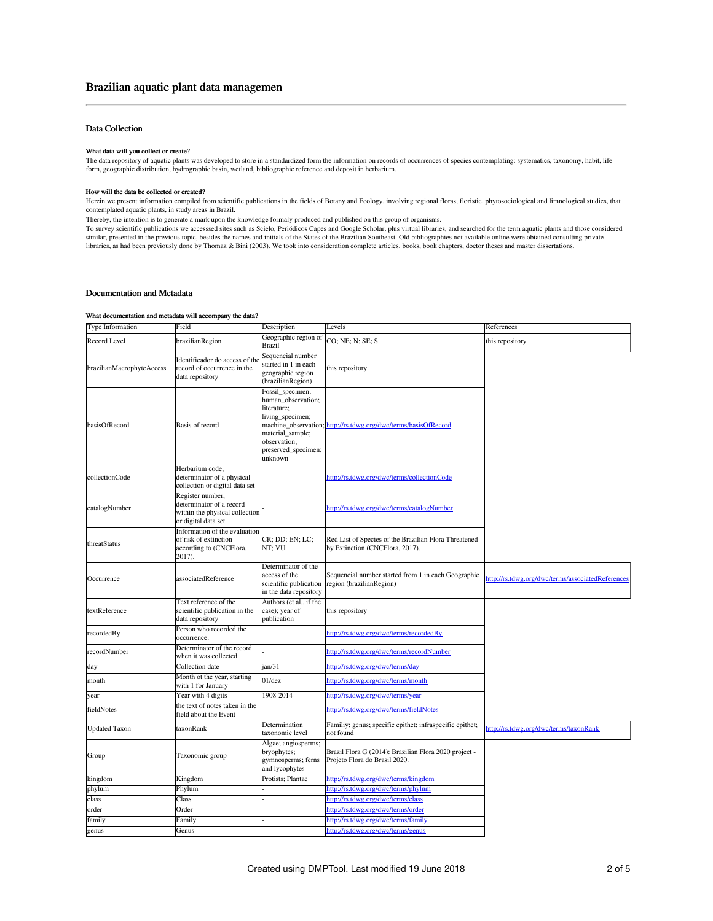# Brazilian aquatic plant data managemen

## Data Collection

### What data will you collect or create?

The data repository of aquatic plants was developed to store in a standardized form the information on records of occurrences of species contemplating: systematics, taxonomy, habit, life form, geographic distribution, hydrographic basin, wetland, bibliographic reference and deposit in herbarium.

### How will the data be collected or created?

Herein we present information compiled from scientific publications in the fields of Botany and Ecology, involving regional floras, floristic, phytosociological and limnological studies, that contemplated aquatic plants, in study areas in Brazil.

Thereby, the intention is to generate a mark upon the knowledge formaly produced and published on this group of organisms.

To survey scientific publications we accesssed sites such as Scielo, Periódicos Capes and Google Scholar, plus virtual libraries, and searched for the term aquatic plants and those considered similar, presented in the previous topic, besides the names and initials of the States of the Brazilian Southeast. Old bibliographies not available online were obtained consulting private libraries, as had been previously done by Thomaz & Bini (2003). We took into consideration complete articles, books, book chapters, doctor theses and master dissertations.

## Documentation and Metadata

### What documentation and metadata will accompany the data?

| Type Information | Field | Description | Levels | References |
|---|---|---|---|---|
| Record Level | brazilianRegion | Geographic region of Brazil | CO; NE; N; SE; S | this repository |
| brazilianMacrophyteAccess | Identificador do access of the record of occurrence in the data repository | Sequencial number started in 1 in each geographic region (brazilianRegion) | this repository | |
| basisOfRecord | Basis of record | Fossil_specimen; human_observation; literature; living_specimen; machine_observation; material_sample; observation; preserved_specimen; unknown | http://rs.tdwg.org/dwc/terms/basisOfRecord | |
| collectionCode | Herbarium code, determinator of a physical collection or digital data set | - | http://rs.tdwg.org/dwc/terms/collectionCode | |
| catalogNumber | Register number, determinator of a record within the physical collection or digital data set | - | http://rs.tdwg.org/dwc/terms/catalogNumber | |
| threatStatus | Information of the evaluation of risk of extinction according to (CNCFlora, 2017). | CR; DD; EN; LC; NT; VU | Red List of Species of the Brazilian Flora Threatened by Extinction (CNCFlora, 2017). | |
| Occurrence | associatedReference | Determinator of the access of the scientific publication in the data repository | Sequencial number started from 1 in each Geographic region (brazilianRegion) | http://rs.tdwg.org/dwc/terms/associatedReferences |
| textReference | Text reference of the scientific publication in the data repository | Authors (et al., if the case); year of publication | this repository | |
| recordedBy | Person who recorded the occurrence. | - | http://rs.tdwg.org/dwc/terms/recordedBy | |
| recordNumber | Determinator of the record when it was collected. | - | http://rs.tdwg.org/dwc/terms/recordNumber | |
| day | Collection date | jan/31 | http://rs.tdwg.org/dwc/terms/day | |
| month | Month ot the year, starting with 1 for January | 01/dez | http://rs.tdwg.org/dwc/terms/month | |
| year | Year with 4 digits | 1908-2014 | http://rs.tdwg.org/dwc/terms/year | |
| fieldNotes | the text of notes taken in the field about the Event | - | http://rs.tdwg.org/dwc/terms/fieldNotes | |
| Updated Taxon | taxonRank | Determination taxonomic level | Familiy; genus; specific epithet; infraspecific epithet; not found | http://rs.tdwg.org/dwc/terms/taxonRank |
| Group | Taxonomic group | Algae; angiosperms; bryophytes; gymnosperms; ferns and lycophytes | Brazil Flora G (2014): Brazilian Flora 2020 project - Projeto Flora do Brasil 2020. | |
| kingdom | Kingdom | Protists; Plantae | http://rs.tdwg.org/dwc/terms/kingdom | |
| phylum | Phylum | - | http://rs.tdwg.org/dwc/terms/phylum | |
| class | Class | - | http://rs.tdwg.org/dwc/terms/class | |
| order | Order | - | http://rs.tdwg.org/dwc/terms/order | |
| family | Family | - | http://rs.tdwg.org/dwc/terms/family | |
| genus | Genus | - | http://rs.tdwg.org/dwc/terms/genus | |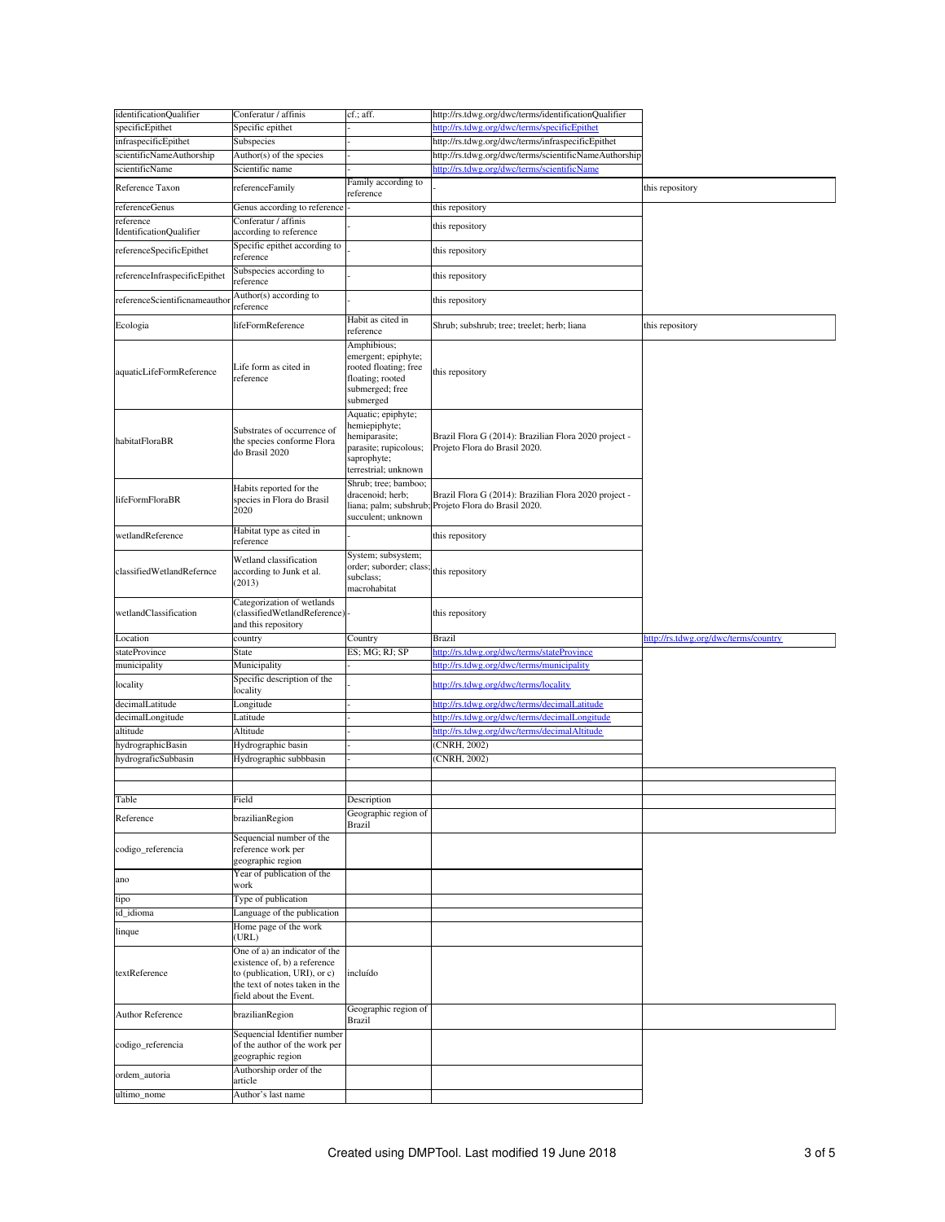| | | | | |
|---|---|---|---|---|
| identificationQualifier | Conferatur / affinis | cf.; aff. | http://rs.tdwg.org/dwc/terms/identificationQualifier | |
| specificEpithet | Specific epithet | - | http://rs.tdwg.org/dwc/terms/specificEpithet | |
| infraspecificEpithet | Subspecies | - | http://rs.tdwg.org/dwc/terms/infraspecificEpithet | |
| scientificNameAuthorship | Author(s) of the species | - | http://rs.tdwg.org/dwc/terms/scientificNameAuthorship | |
| scientificName | Scientific name | - | http://rs.tdwg.org/dwc/terms/scientificName | |
| Reference Taxon | referenceFamily | Family according to reference | - | this repository |
| referenceGenus | Genus according to reference | - | this repository | |
| reference IdentificationQualifier | Conferatur / affinis according to reference | - | this repository | |
| referenceSpecificEpithet | Specific epithet according to reference | - | this repository | |
| referenceInfraspecificEpithet | Subspecies according to reference | - | this repository | |
| referenceScientificnameauthor | Author(s) according to reference | - | this repository | |
| Ecologia | lifeFormReference | Habit as cited in reference | Shrub; subshrub; tree; treelet; herb; liana | this repository |
| aquaticLifeFormReference | Life form as cited in reference | Amphibious; emergent; epiphyte; rooted floating; free floating; rooted submerged; free submerged | this repository | |
| habitatFloraBR | Substrates of occurrence of the species conforme Flora do Brasil 2020 | Aquatic; epiphyte; hemiepiphyte; hemiparasite; parasite; rupicolous; saprophyte; terrestrial; unknown | Brazil Flora G (2014): Brazilian Flora 2020 project - Projeto Flora do Brasil 2020. | |
| lifeFormFloraBR | Habits reported for the species in Flora do Brasil 2020 | Shrub; tree; bamboo; dracenoid; herb; liana; palm; subshrub; succulent; unknown | Brazil Flora G (2014): Brazilian Flora 2020 project - Projeto Flora do Brasil 2020. | |
| wetlandReference | Habitat type as cited in reference | - | this repository | |
| classifiedWetlandRefernce | Wetland classification according to Junk et al. (2013) | System; subsystem; order; suborder; class; subclass; macrohabitat | this repository | |
| wetlandClassification | Categorization of wetlands (classifiedWetlandReference) and this repository | - | this repository | |
| Location | country | Country | Brazil | http://rs.tdwg.org/dwc/terms/country |
| stateProvince | State | ES; MG; RJ; SP | http://rs.tdwg.org/dwc/terms/stateProvince | |
| municipality | Municipality | - | http://rs.tdwg.org/dwc/terms/municipality | |
| locality | Specific description of the locality | - | http://rs.tdwg.org/dwc/terms/locality | |
| decimalLatitude | Longitude | - | http://rs.tdwg.org/dwc/terms/decimalLatitude | |
| decimalLongitude | Latitude | - | http://rs.tdwg.org/dwc/terms/decimalLongitude | |
| altitude | Altitude | - | http://rs.tdwg.org/dwc/terms/decimalAltitude | |
| hydrographicBasin | Hydrographic basin | - | (CNRH, 2002) | |
| hydrograficSubbasin | Hydrographic subbasin | - | (CNRH, 2002) | |
| | | | | |
| | | | | |
| Table | Field | Description | | |
| Reference | brazilianRegion | Geographic region of Brazil | | |
| codigo_referencia | Sequencial number of the reference work per geographic region | | | |
| ano | Year of publication of the work | | | |
| tipo | Type of publication | | | |
| id_idioma | Language of the publication | | | |
| linque | Home page of the work (URL) | | | |
| textReference | One of a) an indicator of the existence of, b) a reference to (publication, URI), or c) the text of notes taken in the field about the Event. | incluído | | |
| Author Reference | brazilianRegion | Geographic region of Brazil | | |
| codigo_referencia | Sequencial Identifier number of the author of the work per geographic region | | | |
| ordem_autoria | Authorship order of the article | | | |
| ultimo_nome | Author's last name | | | |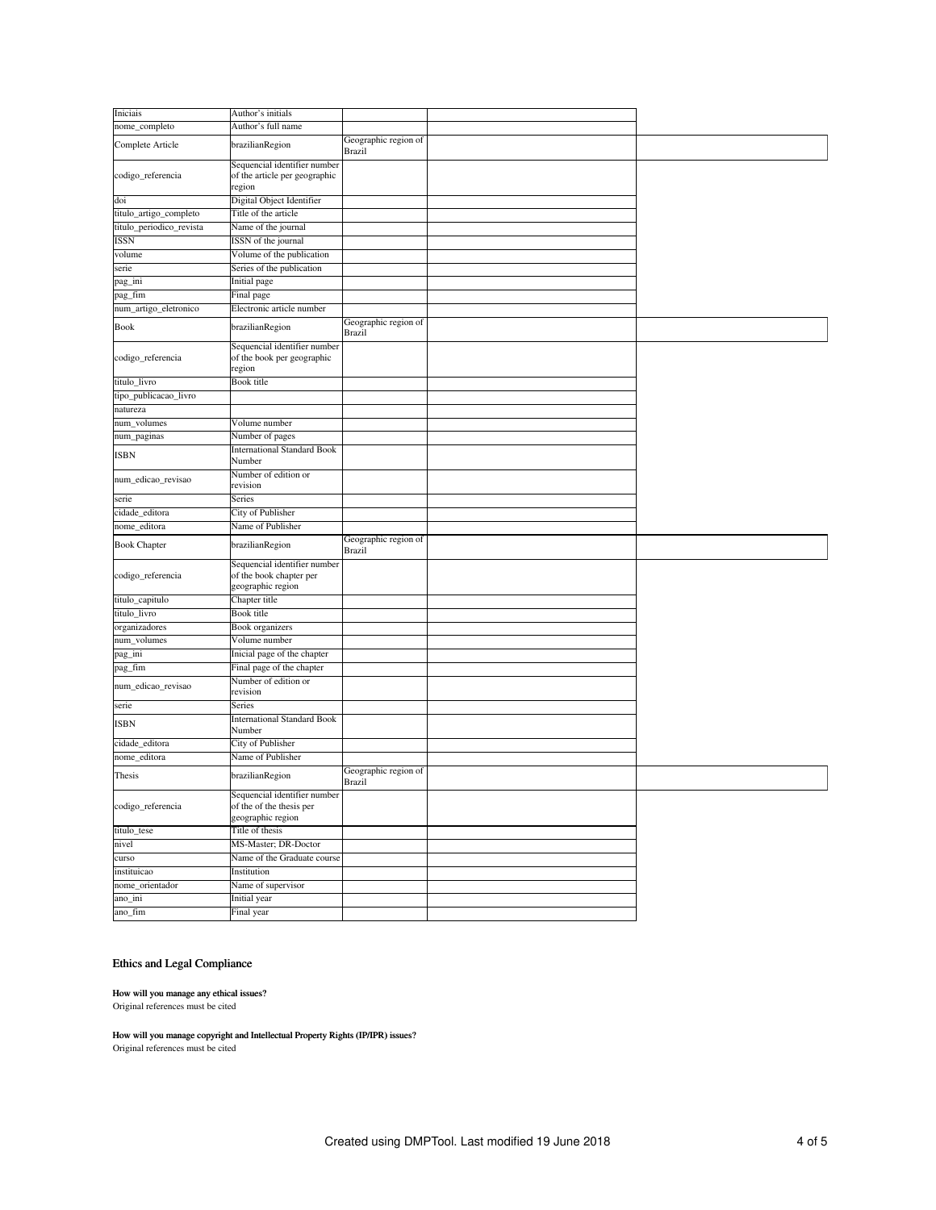| | | | | |
|---|---|---|---|---|
| Iniciais | Author's initials | | | |
| nome_completo | Author's full name | | | |
| Complete Article | brazilianRegion | Geographic region of Brazil | | |
| codigo_referencia | Sequencial identifier number of the article per geographic region | | | |
| doi | Digital Object Identifier | | | |
| titulo_artigo_completo | Title of the article | | | |
| titulo_periodico_revista | Name of the journal | | | |
| ISSN | ISSN of the journal | | | |
| volume | Volume of the publication | | | |
| serie | Series of the publication | | | |
| pag_ini | Initial page | | | |
| pag_fim | Final page | | | |
| num_artigo_eletronico | Electronic article number | | | |
| Book | brazilianRegion | Geographic region of Brazil | | |
| codigo_referencia | Sequencial identifier number of the book per geographic region | | | |
| titulo_livro | Book title | | | |
| tipo_publicacao_livro | | | | |
| natureza | | | | |
| num_volumes | Volume number | | | |
| num_paginas | Number of pages | | | |
| ISBN | International Standard Book Number | | | |
| num_edicao_revisao | Number of edition or revision | | | |
| serie | Series | | | |
| cidade_editora | City of Publisher | | | |
| nome_editora | Name of Publisher | | | |
| Book Chapter | brazilianRegion | Geographic region of Brazil | | |
| codigo_referencia | Sequencial identifier number of the book chapter per geographic region | | | |
| titulo_capitulo | Chapter title | | | |
| titulo_livro | Book title | | | |
| organizadores | Book organizers | | | |
| num_volumes | Volume number | | | |
| pag_ini | Inicial page of the chapter | | | |
| pag_fim | Final page of the chapter | | | |
| num_edicao_revisao | Number of edition or revision | | | |
| serie | Series | | | |
| ISBN | International Standard Book Number | | | |
| cidade_editora | City of Publisher | | | |
| nome_editora | Name of Publisher | | | |
| Thesis | brazilianRegion | Geographic region of Brazil | | |
| codigo_referencia | Sequencial identifier number of the of the thesis per geographic region | | | |
| titulo_tese | Title of thesis | | | |
| nivel | MS-Master; DR-Doctor | | | |
| curso | Name of the Graduate course | | | |
| instituicao | Institution | | | |
| nome_orientador | Name of supervisor | | | |
| ano_ini | Initial year | | | |
| ano_fim | Final year | | | |

## Ethics and Legal Compliance

**How will you manage any ethical issues?**

Original references must be cited

**How will you manage copyright and Intellectual Property Rights (IP/IPR) issues?**

Original references must be cited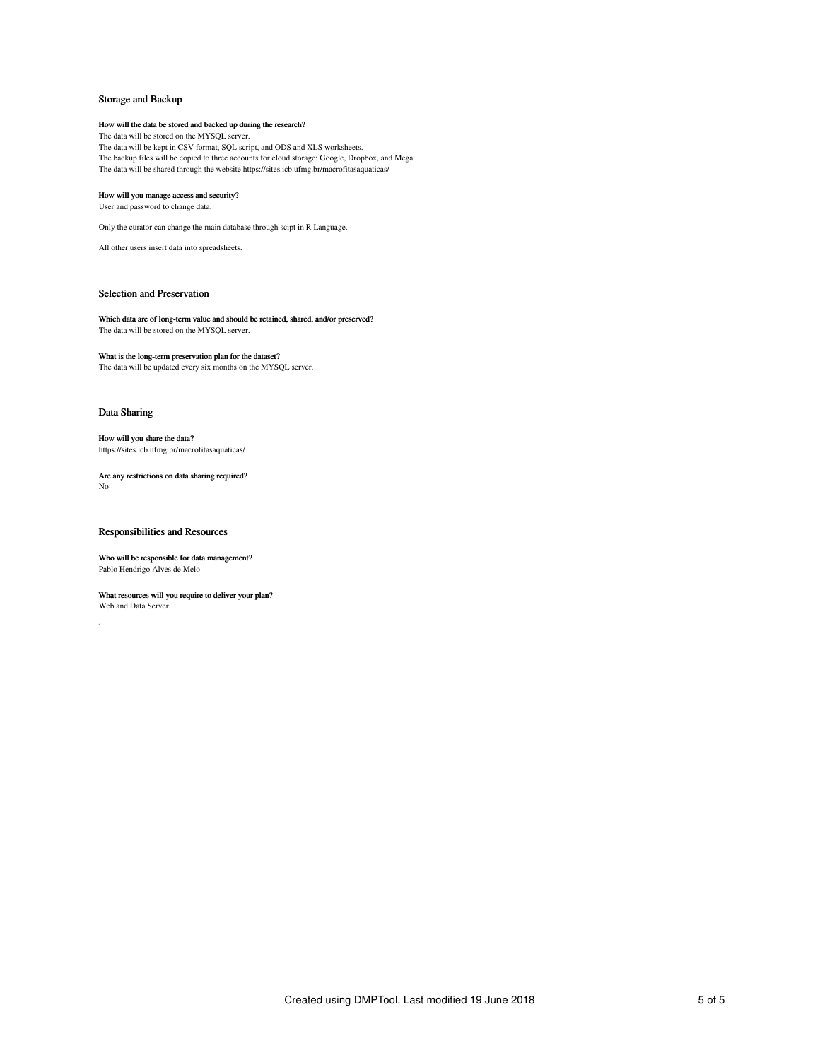## Storage and Backup

**How will the data be stored and backed up during the research?**

The data will be stored on the MYSQL server.
The data will be kept in CSV format, SQL script, and ODS and XLS worksheets.
The backup files will be copied to three accounts for cloud storage: Google, Dropbox, and Mega.
The data will be shared through the website https://sites.icb.ufmg.br/macrofitasaquaticas/

**How will you manage access and security?**

User and password to change data.

Only the curator can change the main database through scipt in R Language.

All other users insert data into spreadsheets.

## Selection and Preservation

**Which data are of long-term value and should be retained, shared, and/or preserved?**

The data will be stored on the MYSQL server.

**What is the long-term preservation plan for the dataset?**

The data will be updated every six months on the MYSQL server.

## Data Sharing

**How will you share the data?**

https://sites.icb.ufmg.br/macrofitasaquaticas/

**Are any restrictions on data sharing required?**

No

## Responsibilities and Resources

**Who will be responsible for data management?**

Pablo Hendrigo Alves de Melo

**What resources will you require to deliver your plan?**

Web and Data Server.

.